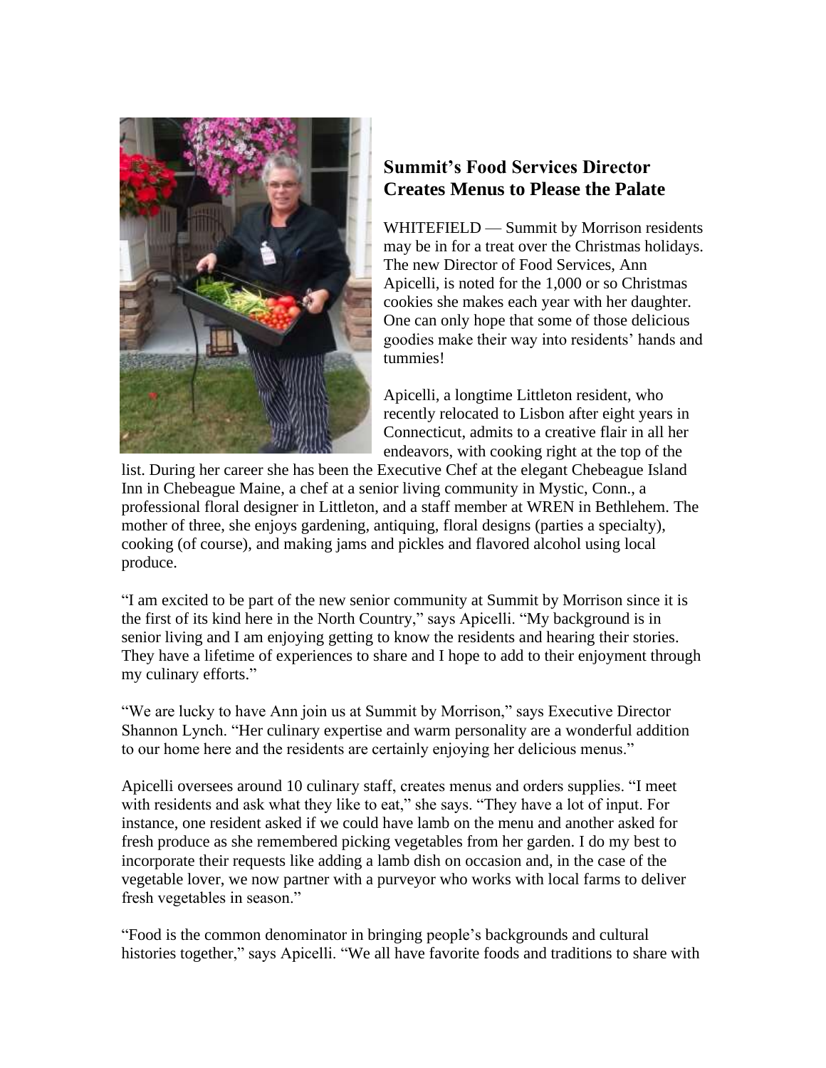## Summit's Food Services Director Creates Menus to Please the Palate

WHITEFIELD — Summit by Morrison residents may be in for a treat over the Christmas holidays. The new Director of Food Services, Ann Apicelli, is noted for the 1,000 or so Christmas cookies she makes each year with her daughter. One can only hope that some of those delicious goodies make their way into residents' hands and tummies!

Apicelli, a longtime Littleton resident, who recently relocated to Lisbon after eight years in Connecticut, admits to a creative flair in all her endeavors, with cooking right at the top of the list. During her career she has been the Executive Chef at the elegant Chebeague Island Inn in Chebeague Maine, a chef at a senior living community in Mystic, Conn., a professional floral designer in Littleton, and a staff member at WREN in Bethlehem. The mother of three, she enjoys gardening, antiquing, floral designs (parties a specialty), cooking (of course), and making jams and pickles and flavored alcohol using local produce.

"I am excited to be part of the new senior community at Summit by Morrison since it is the first of its kind here in the North Country," says Apicelli. "My background is in senior living and I am enjoying getting to know the residents and hearing their stories. They have a lifetime of experiences to share and I hope to add to their enjoyment through my culinary efforts."

"We are lucky to have Ann join us at Summit by Morrison," says Executive Director Shannon Lynch. "Her culinary expertise and warm personality are a wonderful addition to our home here and the residents are certainly enjoying her delicious menus."

Apicelli oversees around 10 culinary staff, creates menus and orders supplies. "I meet with residents and ask what they like to eat," she says. "They have a lot of input. For instance, one resident asked if we could have lamb on the menu and another asked for fresh produce as she remembered picking vegetables from her garden. I do my best to incorporate their requests like adding a lamb dish on occasion and, in the case of the vegetable lover, we now partner with a purveyor who works with local farms to deliver fresh vegetables in season."

"Food is the common denominator in bringing people's backgrounds and cultural histories together," says Apicelli. "We all have favorite foods and traditions to share with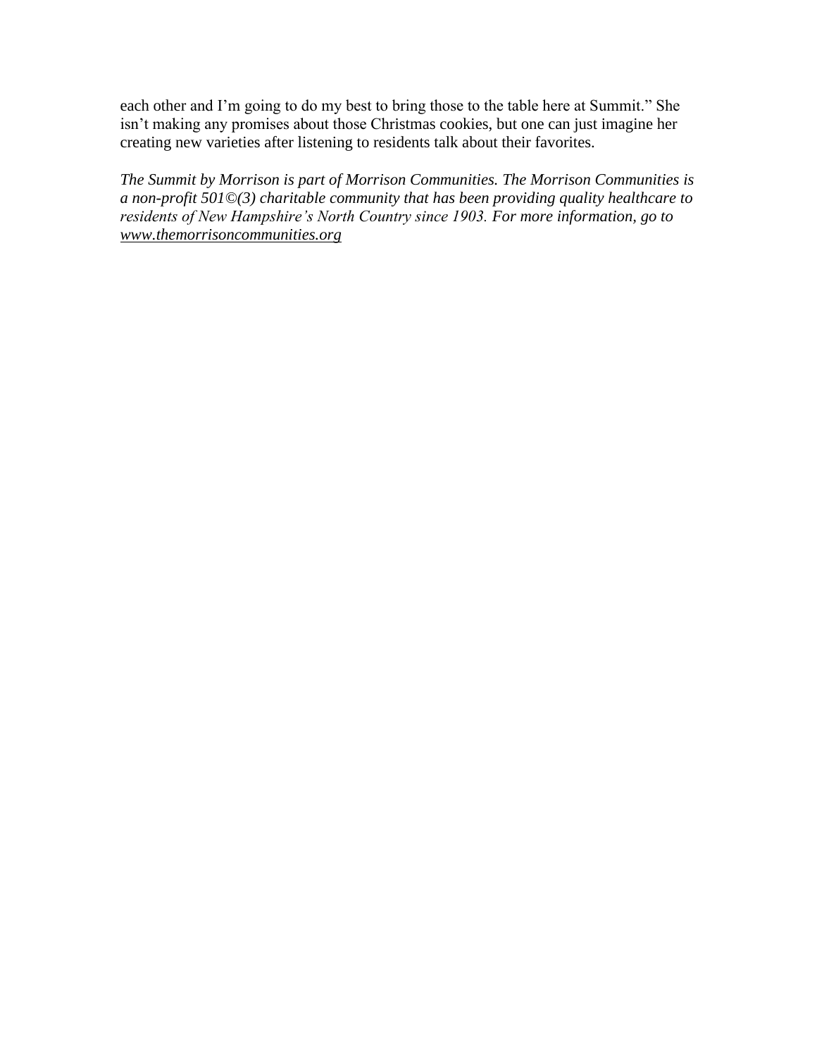each other and I'm going to do my best to bring those to the table here at Summit." She isn't making any promises about those Christmas cookies, but one can just imagine her creating new varieties after listening to residents talk about their favorites.

*The Summit by Morrison is part of Morrison Communities. The Morrison Communities is a non-profit 501©(3) charitable community that has been providing quality healthcare to residents of New Hampshire's North Country since 1903. For more information, go to www.themorrisoncommunities.org*